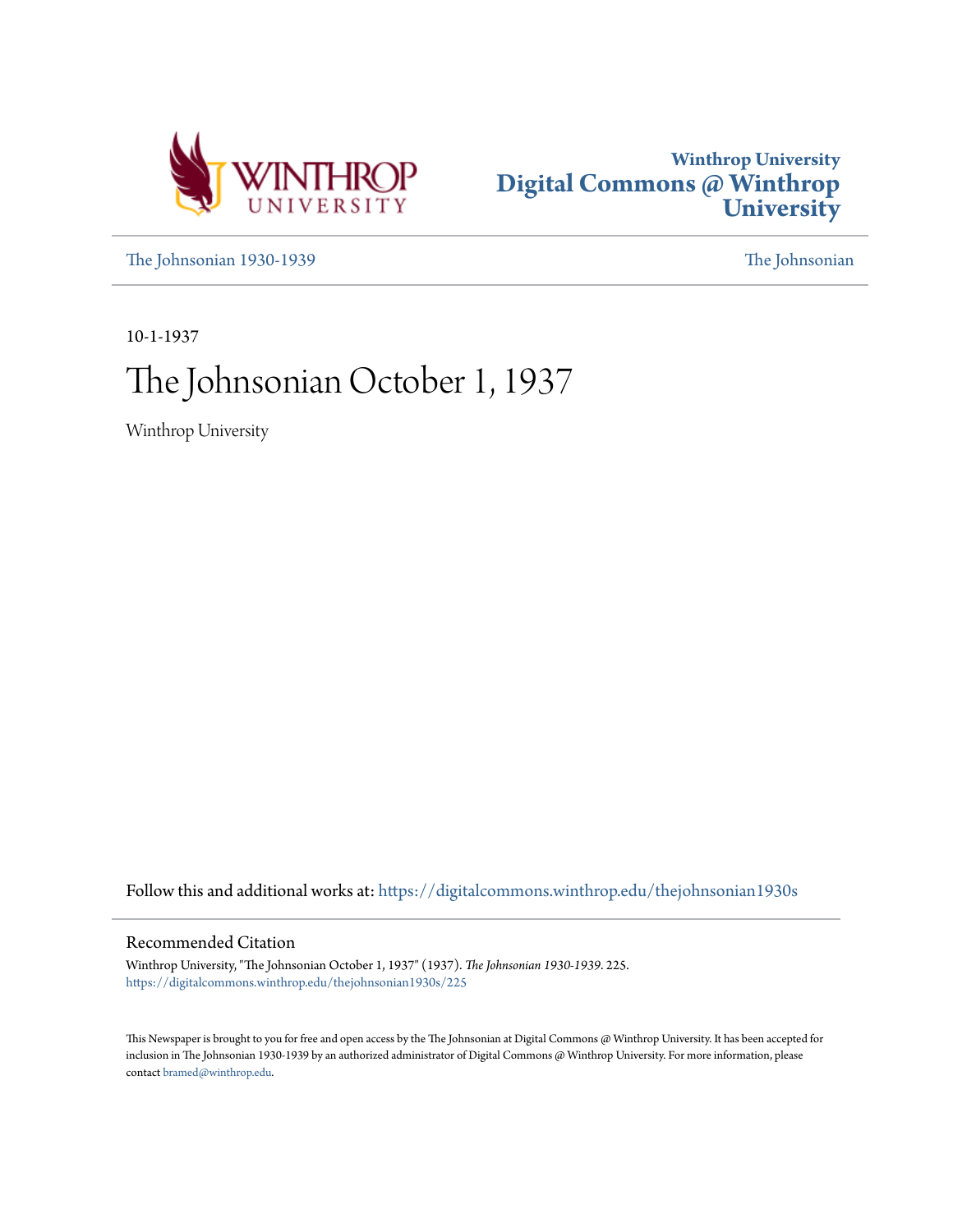Winthrop University
# Digital Commons @ Winthrop University

The Johnsonian 1930-1939 | The Johnsonian

10-1-1937

# The Johnsonian October 1, 1937

Winthrop University

Follow this and additional works at: https://digitalcommons.winthrop.edu/thejohnsonian1930s

## Recommended Citation

Winthrop University, "The Johnsonian October 1, 1937" (1937). *The Johnsonian 1930-1939*. 225.
https://digitalcommons.winthrop.edu/thejohnsonian1930s/225

This Newspaper is brought to you for free and open access by the The Johnsonian at Digital Commons @ Winthrop University. It has been accepted for inclusion in The Johnsonian 1930-1939 by an authorized administrator of Digital Commons @ Winthrop University. For more information, please contact bramed@winthrop.edu.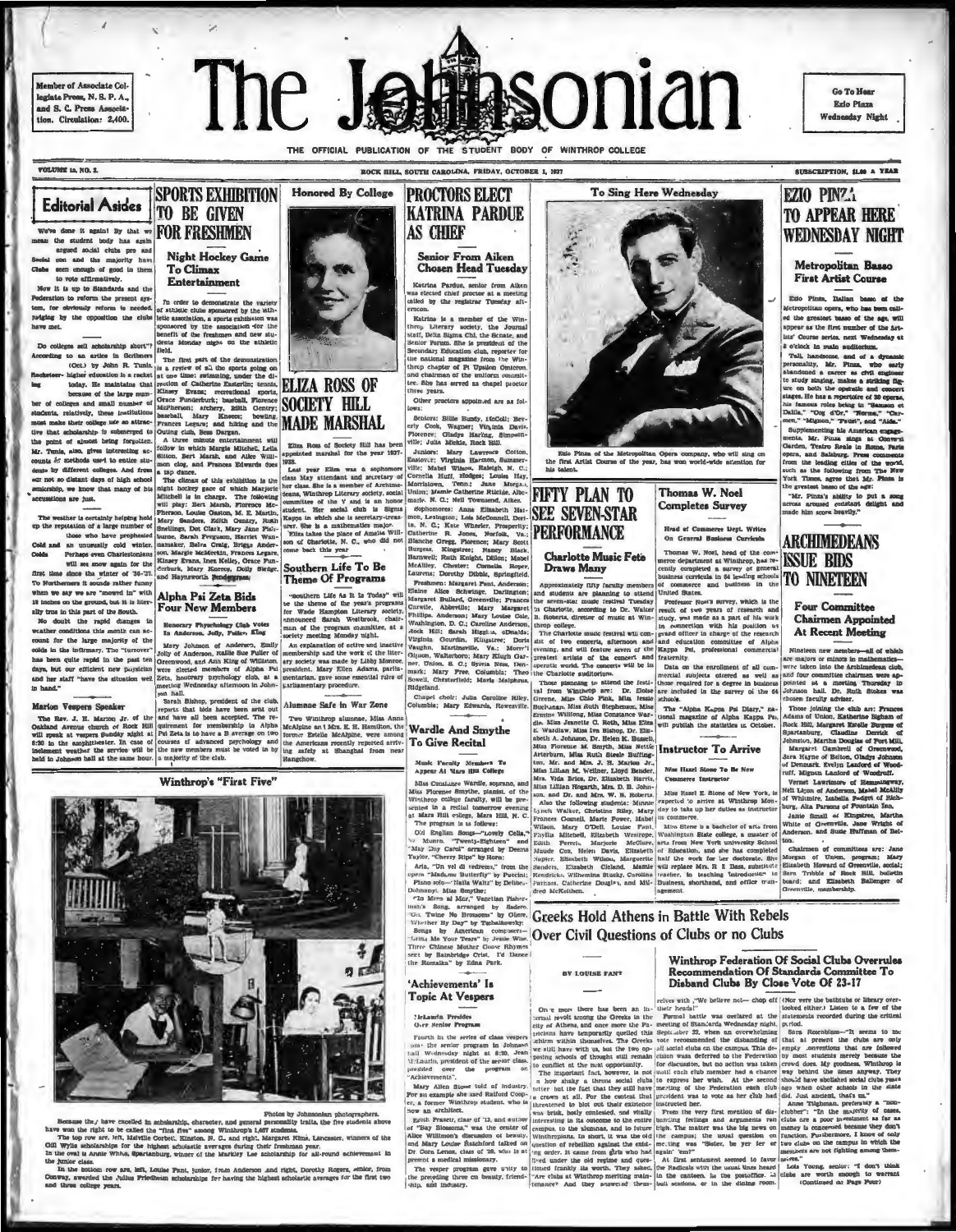Member of Associate Collegiate Press, N. S. P. A., and S. C. Press Association. Circulation: 2,400.

# The Johnsonian

Go To Hear Ezio Pinza Wednesday Night

THE OFFICIAL PUBLICATION OF THE STUDENT BODY OF WINTHROP COLLEGE

VOLUME 15, NO. 3. ROCK HILL, SOUTH CAROLINA, FRIDAY, OCTOBER 1, 1937 SUBSCRIPTION, $1.00 A YEAR

## Editorial Asides

We've done it again! By that we mean the student body has again argued social clubs pro and con and the majority have seen enough of good in them to vote affirmatively.

Now it is up to Standards and the Federation to reform the present system, for obviously reform is needed, judging by the opposition the clubs have met.

Do colleges sell scholarship short? According to an article in Scribners (Oct.) by John R. Tunis, higher education is a racket today. He maintains that because of the large number of colleges and small number of students, relatively, these institutions must make their college life so attractive that scholarship is subserved to the point of almost being forgotten. Mr. Tunis, also, gives interesting accounts of methods used to entice students by different colleges. And from our not so distant days of high school seniorship, we know that many of his accusations are just.

The weather is certainly helping hold up the reputation of a large number of those who have prophesied an unusually cold winter. Perhaps even Charlestonians will see snow again for the first time since the winter of '36-'37. To Northerners it sounds rather funny when we say we are "snowed in" with 18 inches on the ground, but it is literally true in this part of the South.

No doubt the rapid changes in weather conditions this month can account for the large majority of the colds in the infirmary. The "turnover" has been quite rapid in the past ten days, but our efficient new physician and her staff "have the situation well in hand."

### Marion Vespers Speaker

The Rev. J. H. Marion Jr. of the Oakland Avenue church of Rock Hill will speak at vespers Sunday night at 6:30 in the amphitheater. In case of inclement weather the service will be held in Johnson hall at the same hour.

## SPORTS EXHIBITION TO BE GIVEN FOR FRESHMEN

### Night Hockey Game To Climax Entertainment

In order to demonstrate the variety of athletic clubs sponsored by the athletic association, a sports exhibition was sponsored by the association for the benefit of the freshmen and new students Monday night on the athletic field.

The first part of the demonstration is a review of all the sports going on at one time: swimming, under the direction of Catherine Easterlin; tennis, Kinsey Evans; recreational sports, Grace Funderburk; baseball, Florence McPherson; archery, Edith Gentry; baseball, Mary Kneece; bowling, Frances Legare; and hiking and the Outing club, Bess Dargan.

A three minute entertainment will follow in which Margie Mitchell, Leila Sitton, Bert Marsh, and Alice Williamson clog, and Frances Edwards does a tap dance.

The climax of this exhibition is the night hockey game of which Marjorie Mitchell is in charge. The following will play: Bert Marsh, Florence McPherson, Louise Gaston, M. E. Martin, Mary Sanders, Edith Gentry, Ruth Snellings, Dot Clark, Mary Jane Fishburne, Sarah Ferguson, Harriet Wannamaker, Selva Craig, Briggs Anderson, Margie McKeckin, Frances Legare, Kinsey Evans, Inez Kelley, Grace Funderburk, Mary Kneece, Dolly Sledge, and Haynsworth Pendergrass.

## Alpha Psi Zeta Bids Four New Members

### Honorary Psychology Club Votes In Anderson, Jolly, Fuller, King

Mary Johnson of Anderson, Emily Jolly of Anderson, Hallie Sue Fuller of Greenwood, and Ann King of Williston, were elected members of Alpha Psi Zeta, honorary psychology club, at a meeting Wednesday afternoon in Johnson hall.

Sarah Bishop, president of the club, reports that bids have been sent out and have all been accepted. The requirement for membership in Alpha Psi Zeta is to have a B average on two courses of advanced psychology and the new members must be voted in by a majority of the club.

### Honored By College

## ELIZA ROSS OF SOCIETY HILL MADE MARSHAL

Eliza Ross of Society Hill has been appointed marshal for the year 1937-1938.

Last year Eliza was a sophomore class May attendant and secretary of her class. She is a member of Archimedeans, Winthrop Literary society, social committee of the Y and is an honor student. Her social club is Sigma Kappa in which she is secretary-treasurer. She is a mathematics major.

Eliza takes the place of Amelia Williams of Charlotte, N. C., who did not come back this year.

## Southern Life To Be Theme Of Programs

"Southern Life As It Is Today" will be the theme of the year's programs for Wade Hampton Literary society, announced Sarah Westbrook, chairman of the program committee, at a society meeting Monday night.

An explanation of active and inactive membership and the work of the literary society was made by Libby Monroe, president. Mary Ellen Adams, parliamentarian, gave some essential rules of parliamentary procedure.

### Alumnae Safe in War Zone

Two Winthrop alumnae, Miss Anna McAlpine and Mrs. E. H. Hamilton, the former Estelle McAlpine, were among the Americans recently reported arriving safely at Shanghai from near Hangchow.

## PROCTORS ELECT KATRINA PARDUE AS CHIEF

### Senior From Aiken Chosen Head Tuesday

Katrina Pardue, senior from Aiken was elected chief proctor at a meeting called by the registrar Tuesday afternoon.

Katrina is a member of the Winthrop Literary society, the Journal staff, Delta Sigma Chi, the Senate, and Senior Forum. She is president of the Secondary Education club, reporter for the national magazine from the Winthrop chapter of Pi Upsilon Omicron, and chairman of the uniform committee. She has served as chapel proctor three years.

Other proctors appointed are as follows:

Seniors: Billie Bundy, McColl; Beverly Cook, Wagner; Virginia Davis, Florence; Gladys Haring, Simpsonville; Julia Mickle, Rock Hill.

Juniors: Mary Lawrence Cotton, Eastover; Virginia Harmon, Summerville; Mabel Wilson, Raleigh, N. C.; Cornelia Huff, Hodges; Louise Hay, Morristown, Tenn.; Jane Morgan, Union; Mamie Catherine Ritchie, Albemarle, N. C.; Nell Townsend, Aiken.

Sophomores: Anne Elizabeth Harmon, Lexington; Lois McConnell, Derita, N. C.; Kate Wheeler, Prosperity; Catherine R. Jones, Norfolk, Va.; Blanche Gregg, Florence; Mary Scott Burgess, Kingstree; Nancy Black, Barnwell; Ruth Knight, Dillon; Mabel McAlley, Chester; Cornelia Roper, Laurens; Dorothy Dibble, Springfield.

Freshmen: Margaret Paul, Anderson; Elaine Alice Schwinge, Darlington; Margaret Bullard, Greenville; Frances Cureville, Abbeville; Mary Margaret Phillips, Anderson; Mary Louise Cole, Washington, D. C.; Caroline Anderson, Rock Hill; Sarah Higgins, Edmonds; Virginia Gourdin, Kingstree; Doris Vaughn, Martinsville, Va.; Mary Morris Olgson, Walterboro; Mary Eleigh Garner, Union, S. C.; Sylvia Ness, Denmark; Mary Free, Columbia; Theo Sowell, Chesterfield; Marie Malphrus, Ridgeland.

Chapel choir: Julia Caroline Riley, Columbia; Mary Edwards, Rowesville.

## Wardle And Smythe To Give Recital

### Music Faculty Members To Appear At Mars Hill College

Miss Constance Wardle, soprano, and Miss Florence Smythe, pianist, of the Winthrop college faculty, will be presented in a recital tomorrow evening at Mars Hill college, Mars Hill, N. C.

The program is as follows:

Old English Songs—"Lovely Celia," by Munro, "Twenty-Eighteen" and "May Day Carol" arranged by Deems Taylor, "Cherry Ripe" by Horn;

Aria, "Un vel di vedremo," from the opera "Madame Butterfly" by Puccini;

Piano solo—"Naila Waltz" by Delibes-Dohnanyi, Miss Smythe;

"Zo Mera al Mar," Venetian Fisherman's Song, arranged by Sadero, "Oh, Twine No Blossoms" by Glière, "Whether By Day" by Tschaikowsky;

Songs by American composers—"Lilacs, Me Your Years" by Jessie Wise; Three Chinese Mother Goose Rhymes sent by Bainbridge Crist, I'd Dance the Romaika" by Edna Park.

## 'Achievements' Is Topic At Vespers

### McLaurin Presides Over Senior Program

Fourth in the series of class vespers was the senior program in Johnson hall Wednesday night at 6:30. Jean McLaurin, president of the senior class, presided over the program on "Achievements".

Mary Allen Stone told of industry. For an example she used Raiford Cooper, a former Winthrop student, who is now an architect.

Edith Frantz, class of '13, and author of "Say Blossoms," was the center of Alice Williams's discussion of beauty, and Mary Louise Rutchford talked on Dr. Cora Leroux, class of '28, who is at present a medical missionary.

The vesper program gave unity to the preceding three on beauty, friendship, and industry.

### To Sing Here Wednesday

Ezio Pinza of the Metropolitan Opera company, who will sing on the first Artist Course of the year, has won world-wide attention for his talent.

## FIFTY PLAN TO SEE SEVEN-STAR PERFORMANCE

### Charlotte Music Fete Draws Many

Approximately fifty faculty members and students are planning to attend the seven-star music festival Tuesday in Charlotte, according to Dr. Walter B. Roberts, director of music at Winthrop college.

The Charlotte music festival will consist of two concerts, afternoon and evening, and will feature seven of the greatest artists of the concert and operatic world. The concerts will be in the Charlotte auditorium.

Those planning to attend the festival from Winthrop are: Dr. Eloise Greene, Miss Chloe Fink, Miss Bessie Buchanan, Miss Ruth Stephenson, Miss Ermine Willfong, Miss Constance Wardle, Miss Jeanette C. Roth, Miss Etta E. Wardlaw, Miss Iva Bishop, Dr. Elizabeth A. Johnson, Dr. Helen K. Russell, Miss Florence M. Smyth, Miss Nettie Arterburn, Mr. and Mrs. J. H. Marion Jr., Miss Lillian M. Wellner, Lloyd Bender, Miss Vida Brice, Dr. Elizabeth Harris, Miss Lillian Hogarth, Mrs. D. B. Johnson, and Dr. and Mrs. W. B. Roberts.

Also the following students: Minnie Lynch Walker, Christine Riley, Mary Frances Connell, Marie Power, Mabel Wilson, Mary O'Dell, Louise Funt, Phyllis Mitchell, Elizabeth Westrope, Edith Ferrell, Marjorie McClure, Maude Cox, Helen Davis, Elizabeth Napier, Elizabeth Wilson, Marguerite Sanders, Elizabeth Cleland, Mamie Kendricks, Wilhemina Stucky, Carolina Parham, Catherine Douglas, and Mildred McKeithen.

## Thomas W. Noel Completes Survey

### Head of Commerce Dept. Writes On General Business Curricula

Thomas W. Noel, head of the commerce department at Winthrop, has recently completed a survey of general business curricula in 64 leading schools of commerce and business in the United States.

Professor Noel's survey, which is the result of two years of research and study, was made as a part of his work in connection with his position as grand officer in charge of the research and education committee of Alpha Kappa Psi, professional commercial fraternity.

Data on the enrollment of all commercial subjects offered as well as those required for a degree in business are included in the survey of the 64 schools.

"The Alpha Kappa Psi Diary," national magazine of Alpha Kappa Psi, will publish the statistics in October.

## Instructor To Arrive

### Miss Hazel Stone To Be New Commerce Instructor

Miss Hazel E. Stone of New York, is expected to arrive at Winthrop Monday to take up her duties as instructor in commerce.

Miss Stone is a bachelor of arts from Washington State college, a master of arts from New York university School of Education, and she has completed half the work for her doctorate. She will replace Mrs. R. E. Bass, substitute teacher, in teaching "Introduction to Business, shorthand, and office management.

## EZIO PINZA TO APPEAR HERE WEDNESDAY NIGHT

### Metropolitan Basso First Artist Course

Ezio Pinza, Italian basso of the Metropolitan opera, who has been called the greatest basso of the age, will appear as the first number of the Artists' Course series, next Wednesday at 8 o'clock in main auditorium.

Tall, handsome, and of a dynamic personality, Mr. Pinza, who early abandoned a career as civil engineer to study singing, makes a striking figure on both the operatic and concert stages. He has a repertoire of 50 operas, his famous roles being in "Samson et Dalila," "Coq d'Or," "Norma," "Carmen," "Mignon," "Faust", and "Aida."

Supplementing his American engagements, Mr. Pinza sings at Covent Garden, Teatro Reale in Rome, Paris opera, and Salzburg. Press comments from the leading cities of the world, such as the following from The New York Times, agree that Mr. Pinza is the greatest basso of the age:

"Mr. Pinza's ability to put a song across aroused constant delight and made him score heavily."

## ARCHIMEDEANS ISSUE BIDS TO NINETEEN

### Four Committee Chairmen Appointed At Recent Meeting

Nineteen new members—all of which are majors or minors in mathematics—were taken into the Archimedean club, and four committee chairmen were appointed at a meeting Thursday in Johnson hall. Dr. Ruth Stokes was chosen faculty adviser.

Those joining the club are: Frances Adams of Union, Katherine Bigham of Rock Hill, Margaret Estelle Burgess of Spartanburg, Claudine Derrick of Johnston, Martha Douglas of Fort Mill, Margaret Gambrell of Greenwood, Sara Hayne of Belton, Gladys Johnson of Denmark, Evelyn Lanford of Woodruff, Mignon Lanford of Woodruff.

Vernet Lawrimore of Hemingway, Nell Lyon of Anderson, Mabel McAlily of Whitmire, Isabella Padget of Richburg, Alta Parsons of Fountain Inn, Jessie Small of Kingstree, Martha White of Greenville, Jane Wright of Anderson, and Susie Huffman of Belton.

Chairmen of committees are: Jane Morgan of Union, program; Mary Elizabeth Howard of Greenville, social; Sara Tribble of Rock Hill, bulletin board; and Elizabeth Ballenger of Greenville, membership.

### Winthrop's "First Five"

Photos by Johnsonian photographers.

Because they have excelled in scholarship, character, and general personality traits, the five students above have won the right to be called the "first five" among Winthrop's 1,497 students.

The top row are, left, Melville Corbett, Kinston, N. C., and right, Margaret Kline, Lancaster, winners of the Gill Wylie scholarships for the highest scholastic averages during their freshman year.

In the oval is Annie White, Spartanburg, winner of the Markley Lee scholarship for all-round achievement in the junior class.

In the bottom row are, left, Louise Pant, junior, from Anderson and right, Dorothy Rogers, senior, from Conway, awarded the Julius Friedheim scholarships for having the highest scholastic averages for the first two and three college years.

## Greeks Hold Athens in Battle With Rebels Over Civil Questions of Clubs or no Clubs

BY LOUISE FANT

Once more there has been an internal revolt among the Greeks in the city of Athens, and once more the Patricians have temporarily quelled this schism within themselves. The Greeks we still have with us, but the two opposing schools of thought still remain to conflict at the next opportunity.

The important fact, however, is not how shaky a throne social clubs totter but the fact that they still have a crown at all. For the contest that threatened to blot out their existence was brisk, hotly contested, and vitally interesting in its outcome to the entire campus, to the alumnae, and to future Winthropians. In short, it was the old question of rebellion against the existing order. It came from girls who had lived under the old regime and questioned frankly its worth. They asked, "Are clubs at Winthrop meriting maintenance?" And they answered themselves with ,"We believe not— chop off their heads!"

Formal battle was declared at the meeting of Standards Wednesday night, September 22, when an overwhelming vote recommended the disbanding of all social clubs on the campus. This decision was deferred to the Federation for discussion, but no action was taken until each club member had a chance to express her wish. At the second meeting of the Federation each club president was to vote as her club had instructed her.

From the very first mention of disbanding feelings and arguments ran high. The matter was the big news on the campus; the usual question on meeting was "Sister, be yer fer or agin' 'em?"

At first sentiment seemed to favor the Radicals with the usual lines heard in the canteen, in the postoffice, in bull sessions, or in the dining room.

### Winthrop Federation Of Social Clubs Overrules Recommendation Of Standards Committee To Disband Clubs By Close Vote Of 23-17

(Nor were the bathtubs or library overlooked either.) Listen to a few of the statements recorded during the critical period.

Sara Rosenblum—"It seems to me that at present the clubs are only empty conventions that are followed by most students merely because the crowd does. My goodness, Winthrop is way behind the times anyway. They should have abolished social clubs years ago when other schools in the state did. Just ancient, that's us."

Anne Tillman, preferably a "nonclubber": "In the majority of cases, clubs are a poor investment as far as money is concerned because they don't function. Furthermore, I know of only two clubs on the campus in which the members are not fighting among themselves."

Lois Young, senior: "I don't think clubs are worth enough to warrant (Continued on Page Four)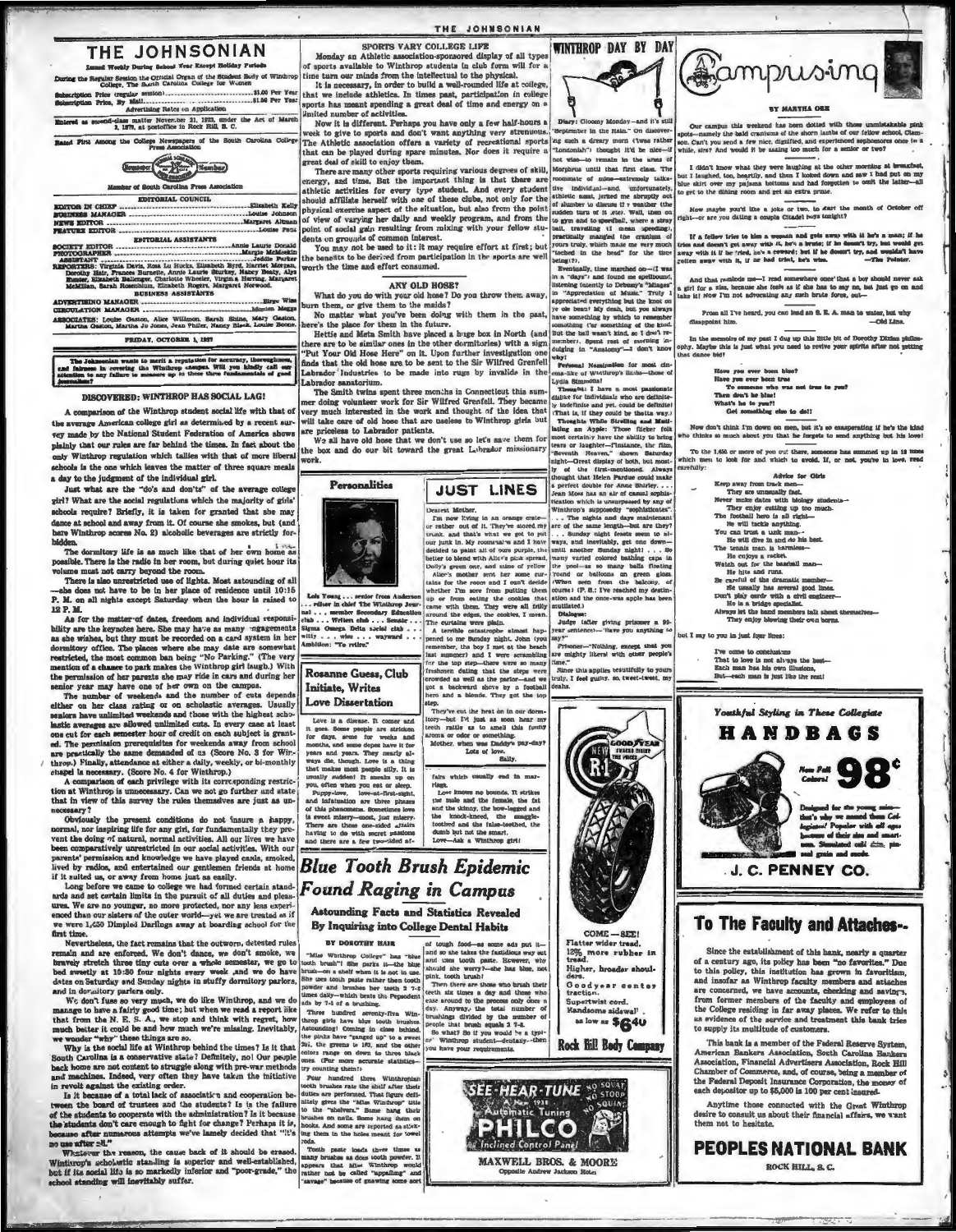# THE JOHNSONIAN

Issued Weekly During School Year Except Holiday Periods

During the Regular Session the Official Organ of the Student Body of Winthrop College, The South Carolina College for Women

Subscription Price (regular session)..............................$1.00 Per Year
Subscription Price, By Mail..............................$1.50 Per Year

Advertising Rates on Application

Entered as second-class matter November 21, 1923, under the Act of March 3, 1879, at postoffice in Rock Hill, S. C.

Rated First Among the College Newspapers of the South Carolina College Press Association

Member of South Carolina Press Association

## EDITORIAL COUNCIL

EDITOR IN CHIEF..............................Elizabeth Kelly
BUSINESS MANAGER..............................Louise Johnson
NEWS EDITOR..............................Margaret Altman
FEATURE EDITOR..............................Louise Pettus

## EDITORIAL ASSISTANTS

SOCIETY EDITOR..............................Annie Laurie Donald
PHOTOGRAPHER..............................Margie McMeekin
ASSISTANT..............................Jeddie Parker
REPORTERS: Virginia Davis, Rosa Lu Hucks, Elizabeth Byrd, Harriet Morgan, Dorothy Hair, Frances Burnette, Annie Laurie Sturkey, Nancy Beaty, Alys Hunter, Elizabeth Ballenger, Charlotte Wheeler, Virginia Herring, Margaret McMillan, Sarah Rosenblum, Elizabeth Rogers, Margaret Norwood.

## BUSINESS ASSISTANTS

ADVERTISING MANAGER..............................Elrose Wise
CIRCULATION MANAGER..............................Miriam Maggs
ASSOCIATES: Louise Gasson, Alice Willimon, Sarah Shine, Mary Gaston, Martha Gaston, Martha Jo Jones, Jean Philer, Nancy Black, Louise Boone.

FRIDAY, OCTOBER 1, 1937

The Johnsonian wants to merit a reputation for accuracy, thoroughness, and fairness in covering the Winthrop campus. Will you kindly call our attention to any failure to measure up to these three fundamentals of good journalism?

## DISCOVERED: WINTHROP HAS SOCIAL LAG!

A comparison of the Winthrop student social life with that of the average American college girl as determined by a recent survey made by the National Student Federation of America shows plainly that our rules are far behind the times. In fact about the only Winthrop regulation which tallies with that of more liberal schools is the one which leaves the matter of three square meals a day to the judgment of the individual girl.

Just what are the "do's and don'ts" of the average college girl? What are the social regulations which the majority of girls' schools require? Briefly, it is taken for granted that she may dance at school and away from it. Of course she smokes, but (and here Winthrop scores No. 2) alcoholic beverages are strictly forbidden.

The dormitory life is as much like that of her own home as possible. There is the radio in her room, but during quiet hour its volume must not carry beyond the room.

There is also unrestricted use of lights. Most astounding of all —she does not have to be in her place of residence until 10:15 P. M. on all nights except Saturday when the hour is raised to 12 P. M.

As for the matter of dates, freedom and individual responsibility are the keynotes here. She may have as many engagements as she wishes, but they must be recorded on a card system in her dormitory office. The places where she may date are somewhat restricted, the most common ban being "No Parking." (The very mention of a chance to park makes the Winthrop girl laugh.) With the permission of her parents she may ride in cars and during her senior year may have one of her own on the campus.

The number of weekends and the number of cuts depends either on her class rating or on scholastic averages. Usually seniors have unlimited weekends and those with the highest scholastic averages are allowed unlimited cuts. In every case at least one cut for each semester hour of credit on each subject is granted. The permission prerequisites for weekends away from school are practically the same demanded of us (Score No. 3 for Winthrop.) Finally, attendance at either a daily, weekly, or bi-monthly chapel is necessary. (Score No. 4 for Winthrop.)

A comparison of each privilege with its corresponding restriction at Winthrop is unnecessary. Can we not go further and state that in view of this survey the rules themselves are just as unnecessary?

Obviously the present conditions do not insure a happy, normal, nor inspiring life for any girl, for fundamentally they prevent the doing of natural, normal activities. All our lives we have been comparatively unrestricted in our social activities. With our parents' permission and knowledge we have played cards, smoked, lived by radios, and entertained our gentlemen friends at home if it suited us, or away from home just as easily.

Long before we came to college we had formed certain standards and set certain limits in the pursuit of all duties and pleasures. We are no younger, no more protected, nor any less experienced than our sisters of the outer world—yet we are treated as if we were 1,450 Dimpled Darlings away at boarding school for the first time.

Nevertheless, the fact remains that the outworn, detested rules remain and are enforced. We don't dance, we don't smoke, we bravely stretch three tiny cuts over a whole semester, we go to bed sweetly at 10:30 four nights every week, and we do have dates on Saturday and Sunday nights in stuffy dormitory parlors, and in dormitory parlors only.

We don't fuss so very much, we do like Winthrop, and we do manage to have a fairly good time; but when we read a report like that from the N. S. F. A., we stop and think with regret, how much better it could be and how much we're missing. Inevitably, we wonder "why" these things are so.

Why is the social life at Winthrop behind the times? Is it that South Carolina is a conservative state? Definitely, no! Our people back home are not content to struggle along with pre-war methods and machines. Indeed, very often they have taken the initiative in revolt against the existing order.

Is it because of a total lack of association and cooperation between the board of trustees and the students? Is it the failure of the students to cooperate with the administration? Is it because the students don't care enough to fight for change? Perhaps it is, because after numerous attempts we've lamely decided that "it's no use after all."

Whatever the reason, the cause back of it should be erased. Winthrop's scholastic standing is superior and well-established, but if its social life is so markedly inferior and "poor-grade," the school standing will inevitably suffer.

## SPORTS VARY COLLEGE LIFE

Monday an Athletic association-sponsored display of all types of sports available to Winthrop students in club form will for a time turn our minds from the intellectual to the physical.

It is necessary, in order to build a well-rounded life at college, that we include athletics. In times past, participation in college sports has meant spending a great deal of time and energy on a limited number of activities.

Now it is different. Perhaps you have only a few half-hours a week to give to sports and don't want anything very strenuous. The Athletic association offers a variety of recreational sports that can be played during spare minutes. Nor does it require a great deal of skill to enjoy them.

There are many other sports requiring various degrees of skill, energy, and time. But the important thing is that there are athletic activities for every type student. And every student should affiliate herself with one of these clubs, not only for the physical exercise aspect of the situation, but also from the point of view of varying her daily and weekly program, and from the point of social gain resulting from mixing with your fellow students on grounds of common interest.

You may not be used to it: it may require effort at first; but the benefits to be derived from participation in the sports are well worth the time and effort consumed.

## ANY OLD HOSE?

What do you do with your old hose? Do you throw them away, burn them, or give them to the maids?

No matter what you've been doing with them in the past, here's the place for them in the future.

Hettie and Meta Smith have placed a huge box in North (and there are to be similar ones in the other dormitories) with a sign "Put Your Old Hose Here" on it. Upon further investigation one finds that the old hose are to be sent to the Sir Wilfred Grenfell Labrador Industries to be made into rugs by invalids in the Labrador sanatorium.

The Smith twins spent three months in Connecticut this summer doing volunteer work for Sir Wilfred Grenfell. They became very much interested in the work and thought of the idea that will take care of old hose that are useless to Winthrop girls but are priceless to Labrador patients.

We all have old hose that we don't use so let's save them for the box and do our bit toward the great Labrador missionary work.

## Personalities

Lois Young . . . senior from Anderson . . . editor in chief The Winthrop Journal . . . member Secondary Education club . . . Writers club . . . Senate . . . Sigma Omega Delta social club . . . witty . . . wise . . . wayward . . . Ambition: "To retire."

## Rosanne Guess, Club Initiate, Writes Love Dissertation

Love is a disease. It comes and it goes. Some people are stricken for days, some for weeks and months, and some dopes have it for years and years. They nearly always die, though. Love is a thing that makes most people silly. It is usually sudden! It sneaks up on you, often when you eat or sleep.

Puppy-love, love-at-first-sight, and infatuation are three phases of this phenomena. Sometimes love is sweet misery—most, just misery. There are three one-sided affairs having to do with secret passions and there are a few two-sided affairs which usually end in marriage.

Love knows no bounds. It strikes the male and the female, the fat and the skinny, the bow-legged and the knock-kneed, the snaggle-toothed and the false-toothed, the dumb but not the smart.

Love—Ask a Winthrop girl!

## JUST LINES

Dearest Mother,

I'm now living in an orange crate—or rather out of it. They've stored my trunk, and that's what we got to put our junk in. My roommate and I have decided to paint all of ours purple, the better to blend with Alice's pink spread, Dolly's green one, and mine of yellow. Alice's mother sent her some curtains for the room and I can't decide whether I'm sore from putting them up or from eating the cookies that came with them. They were all frilly around the edges, the cookies I mean. The curtains were plain.

A terrible catastrophe almost happened to me Sunday night. John (you remember, the boy I met at the beach last summer) and I were scrambling for the top step—there were so many freshmen dating that the steps were crowded as well as the parlor—and we got a backward shove by a football hero and a blonde. They got the top step.

They've cut the heat on in our dormitory—but I'll just as soon hear my teeth rattle as to smell this funny aroma or odor or something.

Mother, when was Daddy's pay-day? Lots of love,

Sally.

## Blue Tooth Brush Epidemic Found Raging in Campus

### Astounding Facts and Statistics Revealed By Inquiring into College Dental Habits

BY DOROTHY HAIR

"Miss Winthrop College" has "blue tooth brush"! She parks it—the blue brush—on a shelf when it is not in use. She uses tooth paste rather than tooth powder and brushes her teeth 2 7-8 times daily—which beats the Pepsodent ads by 7-8 of a brushing.

Three hundred seventy-five Winthrop girls have blue tooth brushes. Astounding! Coming in close behind, the pinks have "ganged up" to a sweet 201, the greens to 182, and the other colors range on down to three black ones. (For more accurate statistics—try counting them!)

Four hundred three Winthropian tooth brushes rate the shelf after their duties are performed. That figure definitely gives the "Miss Winthrop" title to the "shelvers." Some hang their brushes on nails. Some hang them on hooks. And some are reported as sticking them in the holes meant for towel rods.

Tooth paste loads three times as many brushes as does tooth powder. It appears that Miss Winthrop would rather not be called "appalling" and "savage" because of gnawing some sort of tough food—as some ads put it—and so she takes the fastidious way out and uses tooth paste. However, why should she worry?—she has blue, not pink, tooth brush!

Then there are those who brush their teeth six times a day and those who ease around to the process only once a day. Anyway, the total number of brushings divided by the number of people that brush equals 2 7-8.

So what? So if you would be a typical Winthrop student—dentally—then you have your requirements.

## WINTHROP DAY BY DAY

Diary: Gloomy Monday—and it's still "September in the Rain." On discovering such a dreary morn ('twas rather "Londonish") thought it'd be nice—if not wise—to remain in the arms of Morpheus until that first class. The roommate of mine—extremely talkative individual—and, unfortunately, athletic mind, jerked me abruptly out of slumber to discuss the weather (the sudden turn of it etc.). Well, then on to gym and to speedball, where a stray ball, traveling at mean speeding, practically mangled the cranium of yours truly, which made me very much "tetched in the head" for the time being(?).

Eventually, time marched on—(I was in a "daze") and found me spellbound, listening intently to Debussy's "Images" in "Appreciation of Music." Truly I appreciated everything but the knot on ye ole bean? My dean, but you always have something by which to remember something (or something of the kind). But the ball wasn't kind, so I don't remember. Spent rest of morning indulging in "Anatomy"—I don't know why!

Personal Nomination for most cinema-like of Winthrop's limbs—those of Lydia Simmons!

Thought: I have a most passionate dislike for individuals who are definitely indefinite and yet, could be definite! (That is, if they could be thatta way.)

Thoughts While Strolling and Mutilating an Apple: Those flicker folk most certainly have the ability to bring tears or laughter—(Instance, the film, "Seventh Heaven," shown Saturday night—Great display of both, but mostly of the first-mentioned. Always thought that Helen Purdue could make a perfect double for Anne Shirley. . . . Jean Moss has an air of casual sophistication which is unsurpassed by any of Winthrop's supposedly "sophisticates." . . . The nights and days maintenant are of the same length—but are they? . . . Sunday night feasts seem to always, and inevitably, get one down—until another Sunday night! . . . So many varied colored bathing caps in the pool—as so many balls floating 'round or balloons on green glass. (When seen from the balcony, of course) (P. S.: I've reached my destination and the once-was apple has been mutilated.)

Dialogue:

Judge (after giving prisoner a 99-year sentence)—"Have you anything to say?"

Prisoner—"Nothing, except that you are mighty liberal with other people's time."

Since this applies beautifully to yours truly, I feel guilty, so, tweet-tweet, my dears.

COME — SEE! Flatter wider tread. 12% more rubber in tread. Higher, broader shoulders. Goodyear center traction. Supertwist cord. Handsome sidewall. as low as $6.40

Rock Hill Body Company

SEE-HEAR-TUNE NO SQUAT NO STOOP NO SQUINT

New 1938 Automatic Tuning PHILCO Inclined Control Panel

MAXWELL BROS. & MOORE

Opposite Andrew Jackson Hotel

## Campusing

BY MARTHA ORR

Our campus this weekend has been dotted with those unmistakable pink spots—namely the bald craniums of the shorn lambs of our fellow school, Clemson. Can't you send a few nice, dignified, and experienced sophomores once in a while, sirs? And would it be asking too much for a senior or two?

I didn't know what they were laughing at the other morning at breakfast, but I laughed, too, heartily, and then I looked down and saw I had put on my blue skirt over my pajama bottoms and had forgotten to omit the latter—all to get to the dining room and get an extra prune.

Now maybe you'd like a joke or two, to start the month of October off right—or are you dating a couple Citadel boys tonight?

If a fellow tries to kiss a woman and gets away with it he's a man; if he tries and doesn't get away with it, he's a brute; if he doesn't try, but would get away with it if he tried, he's a coward; but if he doesn't try, and wouldn't have gotten away with it, if he had tried, he's wise. —The Pointer.

And that reminds me—I read somewhere once' that a boy should never ask a girl for a kiss, because she feels as if she has to say no, but just go on and take it! Now I'm not advocating any such brute force, but—

From all I've heard, you can lead an S. E. A. man to water, but why disappoint him. —Old Line.

In the memoirs of my past I dug up this little bit of Dorothy Dixian philosophy. Maybe this is just what you need to revive your spirits after not getting that dance bid!

> Have you ever been blue?
> Have you ever been true
> To someone who was not true to you?
> Then don't be blue!
> What's he to you?!
> Get something else to do!!

Now don't think I'm down on men, but it's so exasperating if he's the kind who thinks so much about you that he forgets to send anything but his love!

To the 1,450 or more of you out there, someone has summed up in 18 items which men to look for and which to avoid. If, or not, you're in love, read carefully:

**Advice for Girls**

> Keep away from track men—
> They are usually fast.
> Never make dates with biology students—
> They enjoy cutting up too much.
> The football hero is all right—
> He will tackle anything.
> You can trust a tank man—
> He will dive in and do his best.
> The tennis man is harmless—
> He enjoys a racket.
> Watch out for the baseball man—
> He hits and runs.
> Be careful of the dramatic member—
> He usually has several good lines.
> Don't play cards with a civil engineer—
> He is a bridge specialist.
> Always let the band members talk about themselves—
> They enjoy blowing their own horns.

but I say to you in just four lines:

> I've come to conclusions
> That to love is not always the best—
> Each man has his own illusions,
> But—each man is just like the rest!

## Youthful Styling in These Collegiate HANDBAGS

New Fall Colors! 98¢

Designed for the young miss—that's why we named them Collegiate! Popular with all ages because of their size and smartness. Simulated calf skin, pinseal grain and suede.

J. C. PENNEY CO.

## To The Faculty and Attaches--

Since the establishment of this bank, nearly a quarter of a century ago, its policy has been "no favorites." Due to this policy, this institution has grown in favoritism, and insofar as Winthrop faculty members and attaches are concerned, we have accounts, checking and savings, from former members of the faculty and employees of the College residing in far away places. We refer to this as evidence of the service and treatment this bank tries to supply its multitude of customers.

This bank is a member of the Federal Reserve System, American Bankers Association, South Carolina Bankers Association, Financial Advertisers Association, Rock Hill Chamber of Commerce, and, of course, being a member of the Federal Deposit Insurance Corporation, the money of each depositor up to $5,000 is 100 per cent insured.

Anytime those connected with the Great Winthrop desire to consult us about their financial affairs, we want them not to hesitate.

PEOPLES NATIONAL BANK

ROCK HILL, S. C.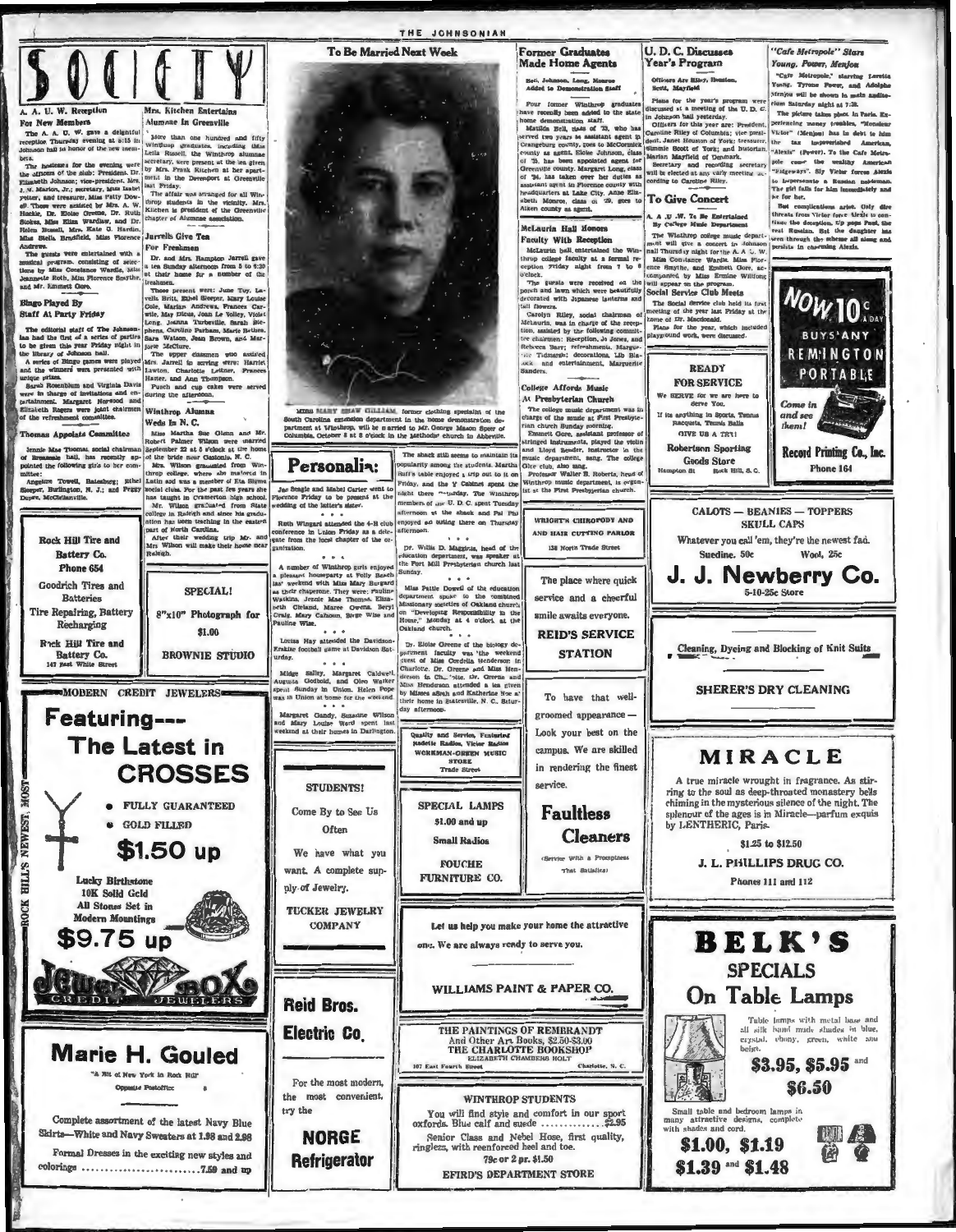# SOCIETY

## A. A. U. W. Reception For New Members

The A. A. U. W. gave a delightful reception Thursday evening at 8:15 in Johnson hall in honor of the new members.

The hostesses for the evening were the officers of the club: President, Dr. Elizabeth Johnson; vice-president, Mrs. J. W. Marion, Jr.; secretary, Miss Isabel Potter, and treasurer, Miss Patty Dowell. These were assisted by Mrs. A. W. Hackie, Dr. Eloise Greene, Dr. Ruth Stokes, Miss Eliza Wardlaw, and Dr. Helen Russell, Mrs. Kate G. Hardin, Miss Stella Brasfield, Miss Florence Andrews.

The guests were entertained with a musical program, consisting of selections by Miss Constance Wardle, Miss Jeannette Roth, Miss Florence Smythe, and Mr. Emmett Gore.

## Bingo Played By Staff At Party Friday

The editorial staff of The Johnsonian has had the first of a series of parties to be given this year Friday night in the library of Johnson hall.

A series of Bingo games were played and the winners were presented with unique prizes.

Sarah Rosenblum and Virginia Davis were in charge of invitations and entertainment. Margaret Norwood and Elizabeth Rogers were joint chairmen of the refreshment committee.

## Thomas Appoints Committee

Jennie Mae Thomas, social chairman of Breazeale hall, has recently appointed the following girls to her committee:

Angeline Towell, Batesburg; Ethel Sleeper, Burlington, N. J.; and Peggy Dupre, McClellanville.

## Mrs. Kitchen Entertains Alumnae In Greenville

More than one hundred and fifty Winthrop graduates, including Miss Leila Russell, the Winthrop alumnae secretary, were present at the tea given by Mrs. Frank Kitchen at her apartment in the Davenport at Greenville last Friday.

The affair was arranged for all Winthrop students in the vicinity. Mrs. Kitchen is president of the Greenville chapter of Alumnae association.

## Jarrells Give Tea For Freshmen

Dr. and Mrs. Hampton Jarrell gave a tea Sunday afternoon from 5 to 6:30 at their home for a number of the freshmen.

Those present were: June Toy, Lavelle Britt, Ethel Sleeper, Mary Louise Cole, Marian Andrews, Frances Carwile, May Dicus, Joan Le Volley, Violet Long, Joanna Turbeville, Sarah Stephens, Caroline Parham, Marie Bethea, Sara Watson, Jean Brown, and Marjorie McClure.

The upper classmen who assisted Mrs. Jarrell in serving were: Harriet Lawton, Charlotte Leitner, Frances Harter, and Ann Thompson.

Punch and cup cakes were served during the afternoon.

## Winthrop Alumna Weds In N. C.

Miss Martha Sue Glenn and Mr. Robert Palmer Wilson were married September 22 at 8 o'clock at the home of the bride near Gastonia, N. C.

Mrs. Wilson graduated from Winthrop college, where she majored in Latin and was a member of Eta Sigma social club. For the past few years she has taught in Cramerton high school.

Mr. Wilson graduated from State college in Raleigh and since his graduation has been teaching in the eastern part of North Carolina.

After their wedding trip Mr. and Mrs Wilson will make their home near Raleigh.

---

**Rock Hill Tire and Battery Co.**
Phone 654
Goodrich Tires and Batteries
Tire Repairing, Battery Recharging
Rock Hill Tire and Battery Co.
143 East White Street

---

**SPECIAL!**
8"x10" Photograph for $1.00
BROWNIE STUDIO

---

**MODERN CREDIT JEWELERS**
ROCK HILL'S NEWEST, MOST

**Featuring---**
**The Latest in CROSSES**
- FULLY GUARANTEED
- GOLD FILLED

**$1.50 up**

Lucky Birthstone
10K Solid Gold
All Stones Set in Modern Mountings
**$9.75 up**

JEWEL BOX
CREDIT JEWELERS

---

**Marie H. Gouled**
"A Bit of New York in Rock Hill"
Opposite Postoffice

Complete assortment of the latest Navy Blue Skirts—White and Navy Sweaters at 1.98 and 2.98

Formal Dresses in the exciting new styles and colorings .......................... 7.50 and up

---

## To Be Married Next Week

MISS MARY SHAW GILLIAM, former clothing specialist of the South Carolina extension department in the home demonstration department at Winthrop, will be married to Mr. George Mason Speer of Columbia, October 8 at 8 o'clock in the Methodist church in Abbeville.

## Personalia

Jo Beagle and Mabel Carter went to Florence Friday to be present at the wedding of the latter's sister.

\* \* \*

Ruth Wingard attended the 4-H club conference in Union Friday as a delegate from the local chapter of the organization.

\* \* \*

A number of Winthrop girls enjoyed a pleasant houseparty at Folly Beach last weekend with Miss Mary Burgard as their chaperone. They were: Pauline Watkins, Jessie Mae Thomas, Elizabeth Cleland, Maree Owens, Beryl Craig, Mary Calhoun, Barge Wise and Pauline Wise.

\* \* \*

Louisa Hay attended the Davidson-Erskine football game at Davidson Saturday.

\* \* \*

Midge Salley, Margaret Caldwell, Augusta Godbold, and Oleo Walker spent Sunday in Union. Helen Pope was in Union at home for the weekend.

\* \* \*

Margaret Gandy, Susanne Wilson and Mary Louise Ward spent last weekend at their homes in Darlington.

The shack still seems to maintain its popularity among the students. Martha Ruff's table enjoyed a trip out to it on Friday, and the Y Cabinet spent the night there Saturday. The Winthrop members of the U. D. C. spent Tuesday afternoon at the shack and Psi Phi enjoyed an outing there on Thursday afternoon.

\* \* \*

Dr. Willis D. Magginis, head of the education department, was speaker at the Fort Mill Presbyterian church last Sunday.

\* \* \*

Miss Pattie Dowell of the education department spoke to the combined Missionary societies of Oakland church's Home" Monday at 4 o'clock at the Oakland church. on "Developing Responsibility in the

\* \* \*

Dr. Eloise Greene of the biology department faculty was the weekend guest of Miss Cordelia Henderson in Charlotte. Dr. Greene and Miss Henderson attended a tea given by Misses Sarah and Katherine Roe at their home in Statesville, N. C., Saturday afternoon.

---

**STUDENTS!**
Come By to See Us Often
We have what you want. A complete supply of Jewelry.
TUCKER JEWELRY COMPANY

---

**Reid Bros. Electric Co.**
For the most modern, the most convenient, try the
**NORGE Refrigerator**

---

Quality and Service, Featuring Kadette Radios, Victor Radios
WORKMAN-GREEN MUSIC STORE
Trade Street

---

**SPECIAL LAMPS**
$1.00 and up
Small Radios
FOUCHE FURNITURE CO.

---

Let us help you make your home the attractive one. We are always ready to serve you.

WILLIAMS PAINT & PAPER CO.

---

THE PAINTINGS OF REMBRANDT
And Other Art Books, $2.50-$3.00
THE CHARLOTTE BOOKSHOP
ELIZABETH CHAMBERS HOLT
107 East Fourth Street — Charlotte, N. C.

---

**WINTHROP STUDENTS**
You will find style and comfort in our sport oxfords. Blue calf and suede .................... $2.95
Senior Class and Nebel Hose, first quality, ringless, with reenforced heel and toe.
79c or 2 pr. $1.50
EFIRD'S DEPARTMENT STORE

---

## Former Graduates Made Home Agents

Bell, Johnson, Long, Monroe Added to Demonstration Staff

Four former Winthrop graduates have recently been added to the state home demonstration staff.

Matilda Bell, class of '33, who has served two years as assistant agent in Orangeburg county, goes to McCormick county as agent. Eloise Johnson, class of '35, has been appointed agent for Greenville county. Margaret Long, class of '34, has taken over her duties as assistant agent in Florence county with headquarters at Lake City. Anne Elizabeth Monroe, class of '29, goes to Aiken county as agent.

## McLaurin Hall Honors Faculty With Reception

McLaurin hall entertained the Winthrop college faculty at a formal reception Friday night from 7 to 8 o'clock.

The guests were received on the porch and lawn which were beautifully decorated with Japanese lanterns and fall flowers.

Carolyn Riley, social chairman of McLaurin, was in charge of the reception, assisted by the following committee chairmen: Reception, Jo Jones, and Rebecca Barr; refreshments, Marguerite Tidmarsh; decorations, Lib Blalock, and entertainment, Marguerite Sanders.

## College Affords Music At Presbyterian Church

The college music department was in charge of the music at First Presbyterian church Sunday morning.

Emmett Gore, assistant professor of stringed instruments, played the violin and Lloyd Bender, instructor in the music department, sang. The college Glee club, also sang.

Professor Walter B. Roberts, head of Winthrop music department, is organist at the First Presbyterian church.

---

WRIGHT'S CHIROPODY AND HAIR CUTTING PARLOR
138 North Trade Street

---

The place where quick service and a cheerful smile awaits everyone.
**REID'S SERVICE STATION**

---

To have that well-groomed appearance — Look your best on the campus. We are skilled in rendering the finest service.
**Faultless Cleaners**
(Service With a Promptness That Satisfies)

---

## U. D. C. Discusses Year's Program

Officers Are Riley, Houston, Scott, Mayfield

Plans for the year's program were discussed at a meeting of the U. D. C. in Johnson hall yesterday.

Officers for this year are: President, Caroline Riley of Columbia; vice president, Janet Houston of York; treasurer, Jimmie Scott of York; and historian, Marian Mayfield of Denmark.

Secretary and recording secretary will be elected at any early meeting according to Caroline Riley.

## To Give Concert

A. A. U. W. To Be Entertained By College Music Department

The Winthrop college music department will give a concert in Johnson hall Thursday night for the A. A. U. W.

Miss Constance Wardle, Miss Florence Smythe, and Emmett Gore, accompanied by Miss Ermine Willfong will appear on the program.

## Social Service Club Meets

The Social Service club held its first meeting of the year last Friday at the home of Dr. Macdonald.

Plans for the year, which included playground work, were discussed.

---

**READY FOR SERVICE**
We SERVE for we are here to Serve You.
If its anything in Sports, Tennis Racquets, Tennis Balls
GIVE US A TRY!
Robertson Sporting Goods Store
Hampton St — Rock Hill, S. C.

---

## "Cafe Metropole" Stars Young, Power, Menjou

"Cafe Metropole," starring Loretta Young, Tyrone Power, and Adolphe Menjou will be shown in main auditorium Saturday night at 7:30.

The picture takes place in Paris. Experiencing money troubles, "Monsieur Victor" (Menjou) has in debt to him the tax impoverished American, "Alexis" (Power). To the Cafe Metropole come the wealthy American "Ridgeways". Sly Victor forces Alexis to impersonate a Russian nobleman. The girl falls for him immediately and he for her.

But complications arise. Only dire threats from Victor force Alexis to continue the deception. Up pops Paul, the real Russian. But the daughter has seen through the scheme all along and persists in charming Alexis.

---

NOW 10c A DAY BUYS ANY REMINGTON PORTABLE
Come in and see them!
Record Printing Co., Inc.
Phone 164

---

CALOTS — BEANIES — TOPPERS
SKULL CAPS
Whatever you call 'em, they're the newest fad.
Suedine, 50c — Wool, 25c
**J. J. Newberry Co.**
5-10-25c Store

---

Cleaning, Dyeing and Blocking of Knit Suits
SHERER'S DRY CLEANING

---

**MIRACLE**

A true miracle wrought in fragrance. As stirring to the soul as deep-throated monastery bells chiming in the mysterious silence of the night. The splendor of the ages is in Miracle—parfum exquis by LENTHERIC, Paris.

$1.25 to $12.50

J. L. PHILLIPS DRUG CO.
Phones 111 and 112

---

**BELK'S**
**SPECIALS On Table Lamps**

Table lamps with metal base and all silk hand made shades in blue, crystal, ebony, green, white and beige.

**$3.95, $5.95 and $6.50**

Small table and bedroom lamps in many attractive designs, complete with shades and cord.

**$1.00, $1.19, $1.39 and $1.48**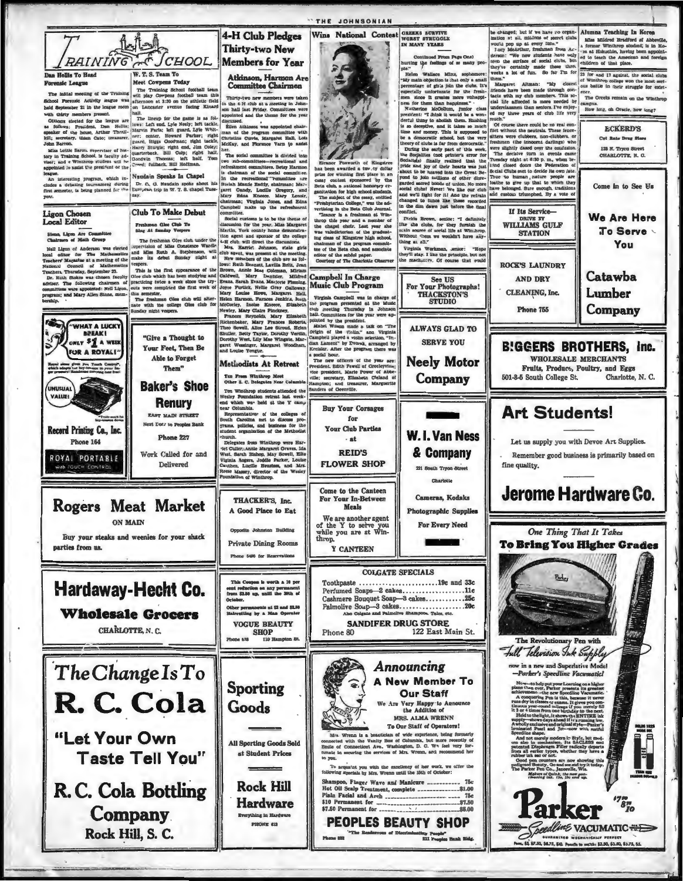# Training School

## Dan Hollis To Head Forensic League

The initial meeting of the Training School Forensic Activity league was held September 21 in the league room with thirty members present.

Officers elected for the league are as follows: President, Dan Hollis; speaker of the house, Arthur Thrailkill; secretary, Helen Cato; treasurer, John Barron.

Miss Lottie Baron, supervisor of history in Training School, is faculty adviser; and a Winthrop student will be appointed to assist the president of the league.

An interesting program, which includes a debating tournament during first semester, is being planned for the year.

## W. T. S. Team To Meet Cowpens Today

The Training School football team will play Cowpens football team this afternoon at 3:30 on the athletic field on Lancaster avenue facing Kinard hall.

The lineup for the game is as follows: Left end, Lyle Neely; left tackle, Marvin Faris; left guard, Lyle Whitner; center, Howard Parker; right guard, Biggs Goodman; right tackle, Harry Sturgis; right end, Jim Coley; quarterback, Bill Culp; right half, Goodwin Thomas; left half, Tom Creed; fullback, Bill Hoffman.

## Naudain Speaks In Chapel

Dr. G. G. Naudain spoke about his European trip in W. T. S. chapel Tuesday.

## Ligon Chosen Local Editor

### Stone, Ligon Are Committee Chairmen of Math Group

Nell Ligon of Anderson was elected local editor for The Mathematics Teachers' Magazine at a meeting of the National Council of Mathematics Teachers, Thursday, September 22.

Dr. Ruth Stokes was chosen faculty adviser. The following chairmen of committees were appointed: Nell Ligon, program; and Mary Allen Stone, membership.

## Club To Make Debut

### Freshman Glee Club To Sing At Sunday Vespers

The freshman Glee club under the supervision of Miss Constance Wardle and Miss Ruth A. Stephenson, will make its debut Sunday night at vespers.

This is the first appearance of the Glee club which has been studying and practicing twice a week since the try-outs were completed the first week of this semester.

The freshman Glee club will alternate with the college Glee club for Sunday night vespers.

"WHAT A LUCKY BREAK! ONLY $1 A WEEK FOR A ROYAL!"

UNUSUAL VALUE!

**Record Printing Co., Inc.**
Phone 164

ROYAL PORTABLE with TOUCH CONTROL

"Give a Thought to Your Feet, Then Be Able to Forget Them"

**Baker's Shoe Renury**
EAST MAIN STREET
Next Door to Peoples Bank
Phone 227
Work Called for and Delivered

**Rogers Meat Market**
ON MAIN
Buy your steaks and weenies for your shack parties from us.

**Hardaway-Hecht Co.**
**Wholesale Grocers**
CHARLOTTE, N. C.

**The Change Is To R. C. Cola**
"Let Your Own Taste Tell You"
**R. C. Cola Bottling Company**
Rock Hill, S. C.

## 4-H Club Pledges Thirty-two New Members for Year

### Atkinson, Harmon Are Committee Chairmen

Thirty-two new members were taken in the 4-H club at a meeting in Johnson hall last Friday. Committees were appointed and the theme for the year discussed.

Ellen Atkinson was appointed chairman of the program committee with Christine Currie, Margaret Ball, Lois McKay, and Florence Varn to assist her.

The social committee is divided into two sub-committees—recreational and refreshment committees. Betsy Harmon is chairman of the social committee. In the recreational committee are Beulah Maude Reddy, chairman; Margaret Oandy, Lucille Gregory, and Mary Edna Kneece. Mary Lenoir, chairman; Virginia Jones, and Edna Campbell make up the refreshment committee.

Social customs is to be the theme of discussion for the year. Miss Margaret Martin, York county home demonstration agent and sponsor of the college 4-H club, will direct the discussions.

Mrs. Harriet Johnson, state girls club agent, was present at the meeting.

New members of the club are as follows: Ruth Bennett, Lavilla Britt, Jean Brown, Annie Mae Coleman, Miriam Caldwell, Mary Dantzler, Mildred Evans, Sarah Evans, Marjorie Fleming, Joyce Furtick, Nellie Gray Galloway, Mary Louise Hoke, Margaret Hall, Helen Harmon, Frances Jenkins, Ruth McCorley, Eloise Kneece, Elizabeth Newley, Mary Claire Pinckney, Frances Reynolds, Mary Elizabeth Rickenbaker, Mary Frances Roberts, Theo Sowell, Alice Lee Stroud, Helen Shuler, Betty Taylor, Dorothy Verdin, Dorothy West, Lily Mae Wingate, Margaret Wessinger, Margaret Woodham, and Louise Yongue.

## Methodists At Retreat

### Ten From Winthrop Meet Other S. C. Delegates Near Columbia

Ten Winthrop students attended the Wesley Foundation retreat last weekend which was held at the Y camp near Columbia.

Representatives of the colleges of South Carolina met to discuss programs, policies, and business for the student organization of the Methodist church.

Delegates from Winthrop were Harriet Cullen, Annie Margaret Graves, Ida West, Sarah Bishop, May Sowell, Ellie Virginia Rogers, Jodie Parker, Louise Carothers, Lucille Hewstson, and Mrs. Reese Massey, director of the Wesley Foundation of Winthrop.

**THACKER'S, Inc.**
A Good Place to Eat
Opposite Johnson Building
Private Dining Rooms
Phone 5400 for Reservations

This Coupon is worth a 10 per cent reduction on any permanent from $3.50 up, until the 30th of October.

Other permanents at $3 and $2.50
Hairstyling by a Man Operator

**VOGUE BEAUTY SHOP**
Phone 658 — 110 Hampton St.

**Sporting Goods**
All Sporting Goods Sold at Student Prices
**Rock Hill Hardware**
Everything in Hardware
PHONE 613

## Wins National Contest

Eleanor Foxworth of Kingstree has been awarded a twenty dollar prize for winning first place in an essay contest sponsored by the Beta club, a national honorary organization for high school students.

The subject of the essay, entitled "Presbyterian College," was the advertising in the Beta Club Journal.

"Eleanor is a freshman at Winthrop this year and a member of the chapel choir. Last year she was valedictorian of the graduating class of Kingstree high school, chairman of the program committee of the Beta club, and associate editor of the school paper.

Courtesy of The Charlotte Observer

## Campbell In Charge Music Club Program

Virginia Campbell was in charge of the program presented at the Music club meeting Thursday in Johnson hall. Committees for the year were appointed by the president.

Mabel Wilson made a talk on "The Origin of the Violin," and Virginia Campbell played a violin selection, "Indian Lament" by Dvorak, arranged by Kreisler. After the program there was a social hour.

The new officers of the year are: President, Edith Fewell of Greeleyville; vice president, Marie Power of Abbeville; secretary, Elizabeth Cleland of Hampton; and treasurer, Marguerite Sanders of Greenville.

**Buy Your Corsages for Your Club Parties at REID'S FLOWER SHOP**

Come to the Canteen For Your In-Between Meals

We are another agent of the Y to serve you while you are at Winthrop.

**Y CANTEEN**

## Greeks Survive Worst Struggle In Many Years

Continued From Page One)

hurting the feelings of so many people."

Helen Wallace Mims, sophomore: "My main objection is that only a small percentage of girls join the clubs. It's especially unfortunate for the freshmen since it creates more unhappiness for them than happiness."

Katherine McCollum, junior class president: "I think it would be a wonderful thing to abolish them. Rushing is so deceptive, and it takes so much time and money. This is supposed to be a democratic school, but the very theory of clubs is far from democratic."

During the early part of this week, the Socialites (not printer's error for Socialists) finally realized that the pride and joy of their hearts was just about to be heaved into the Great Beyond to join millions of other disregarded sacred bonds of union. No more social clubs! Never! We like our club and we'll fight for it! And the refrain changed to tunes like those recorded in the dim dawn just before the final conflict.

Pickis Brown, senior: "I definitely like the clubs, for they furnish the main source of social life at Winthrop. Without them we wouldn't have anything at all."

Virginia Workman, senior: "Hope they'll stay. I like the principle, but not the machinery. Of course that could be changed; but if we have no organization at all, millions of secret clubs would pop up at every turn."

Lucy McArthur, freshman from Anderson: "We new students have only seen the surface of social clubs, but they've certainly made these three weeks a lot of fun. So far I'm for them."

Margaret Altman: "My closest friends have been made through contacts with my club members. This social life afforded is more needed by underclassmen than seniors. I've enjoyed my three years of club life very much."

Of course there could be no real conflict without the neutrals. These fence-sitters were clubbers, non-clubbers, or freshmen (the innocent darlings) who were slightly dazed over the confusion.

The decisive turn in events came Tuesday night at 6:30 p. m., when behind closed doors the Federation of Social Clubs met to decide its own fate. True to human nature people are loathe to give up that to which they have belonged. Sure enough, tradition and custom triumphed. By a vote of 23 for and 17 against, the social clubs of Winthrop college won the most serious battle in their struggle for existence.

The Greeks remain on the Winthrop campus.

How long, oh Oracle, how long?

See US For Your Photographs!
**THACKSTON'S STUDIO**

ALWAYS GLAD TO SERVE YOU
**Neely Motor Company**

**W. I. Van Ness & Company**
221 South Tryon Street
Charlotte
Cameras, Kodaks
Photographic Supplies
For Every Need

## Alumna Teaching In Korea

Miss Mildred Bradford of Abbeville, a former Winthrop student, is in Korea at Hokuchin, having been appointed to teach the American and foreign children of that place.

**ECKERD'S**
Cut Rate Drug Store
128 N. Tryon Street
CHARLOTTE, N. C.

If Its Service—
DRIVE BY
**WILLIAMS GULF STATION**

**ROCK'S LAUNDRY AND DRY CLEANING, Inc.**
Phone 755

Come in to See Us

We Are Here To Serve You

**Catawba Lumber Company**

**BIGGERS BROTHERS, Inc.**
WHOLESALE MERCHANTS
Fruits, Produce, Poultry, and Eggs
501-3-5 South College St. — Charlotte, N. C.

## Art Students!

Let us supply you with Devoe Art Supplies.

Remember good business is primarily based on fine quality.

**Jerome Hardware Co.**

### COLGATE SPECIALS

Toothpaste ........................19c and 33c
Perfumed Soaps—2 cakes..................11c
Cashmere Bouquet Soap—3 cakes.............25c
Palmolive Soap—3 cakes...................20c
Also Colgate and Palmolive Shampoos, Talcs, etc.

**SANDIFER DRUG STORE**
Phone 80 — 122 East Main St.

## Announcing A New Member To Our Staff

We Are Very Happy to Announce the Addition of MRS. ALMA WRENN To Our Staff of Operators!

Mrs. Wrenn is a beautician of wide experience, being formerly connected with the Vanity Box of Columbia, but more recently of Emile of Connecticut Ave., Washington, D. C. We feel very fortunate in securing the services of Mrs. Wrenn, and recommend her to you.

To acquaint you with the excellency of her work, we offer the following specials by Mrs. Wrenn until the 15th of October:

Shampoo, Finger Wave and Manicure ............ 75c
Hot Oil Scalp Treatment, complete ............ $1.00
Plain Facial and Arch ............ 75c
$10 Permanent for ............ $7.50
$7.50 Permanent for ............ $6.00

**PEOPLES BEAUTY SHOP**
"The Rendezvous of Discriminating People"
Phone 822 — 311 Peoples Bank Bldg.

*One Thing That It Takes* **To Bring You Higher Grades**

The Revolutionary Pen with *Full Television Ink Supply*

now in a new and Superlative Model —*Parker's Speedline Vacumatic!*

Now—to help put your Learning on a higher plane than ever, Parker presents its greatest achievement—the new Speedline Vacumatic.

A conquering Pen is this, because it never runs dry in classes or exams. It gives you continuous year-round mileage if you merely fill it 3 or 4 times from one birthday to the next.

Held to the light, it shows the ENTIRE ink supply—shows days ahead if it's running low. A wholly exclusive and original style—Parker's laminated Pearl and Jet—now with restful Speedline shape.

And not merely modern in Style, but modern also in mechanism. Its SACLESS and patented Diaphragm Filler radically departs from all earlier types, whether they have a rubber ink sac or not.

Good pen counters are now showing this pedigreed Beauty. Go and see and try it today. The Parker Pen Co., Janesville, Wis.

Makers of Quink, the new pen-cleaning ink. 15c, 25c and up.

**Parker** $7.50

**Speedline VACUMATIC**
GUARANTEED MECHANICALLY PERFECT
Pens, $5, $7.50, $8.75, $10. Pencils to match: $2.50, $3.50, $3.75, $5.